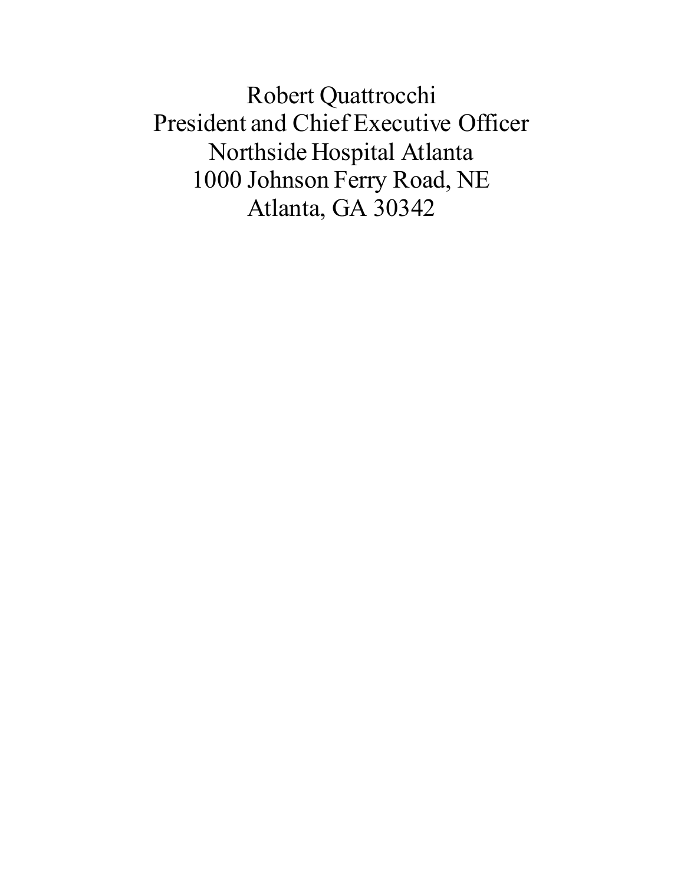Robert Quattrocchi
President and Chief Executive Officer
Northside Hospital Atlanta
1000 Johnson Ferry Road, NE
Atlanta, GA 30342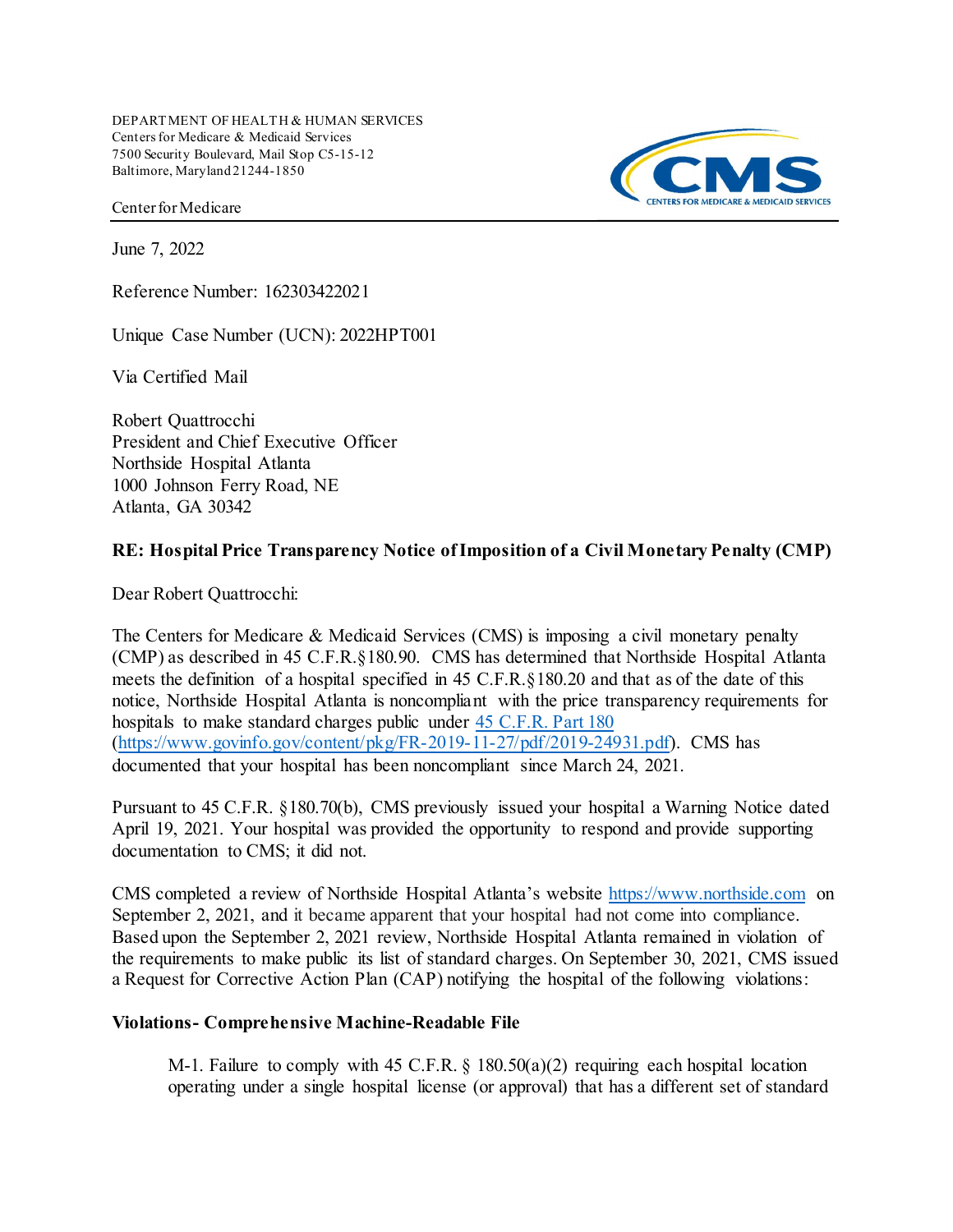DEPARTMENT OF HEALTH & HUMAN SERVICES
Centers for Medicare & Medicaid Services
7500 Security Boulevard, Mail Stop C5-15-12
Baltimore, Maryland 21244-1850

Center for Medicare

June 7, 2022

Reference Number: 162303422021

Unique Case Number (UCN): 2022HPT001

Via Certified Mail

Robert Quattrocchi
President and Chief Executive Officer
Northside Hospital Atlanta
1000 Johnson Ferry Road, NE
Atlanta, GA 30342

**RE: Hospital Price Transparency Notice of Imposition of a Civil Monetary Penalty (CMP)**

Dear Robert Quattrocchi:

The Centers for Medicare & Medicaid Services (CMS) is imposing a civil monetary penalty (CMP) as described in 45 C.F.R.§180.90. CMS has determined that Northside Hospital Atlanta meets the definition of a hospital specified in 45 C.F.R.§180.20 and that as of the date of this notice, Northside Hospital Atlanta is noncompliant with the price transparency requirements for hospitals to make standard charges public under [45 C.F.R. Part 180](https://www.govinfo.gov/content/pkg/FR-2019-11-27/pdf/2019-24931.pdf) (https://www.govinfo.gov/content/pkg/FR-2019-11-27/pdf/2019-24931.pdf). CMS has documented that your hospital has been noncompliant since March 24, 2021.

Pursuant to 45 C.F.R. §180.70(b), CMS previously issued your hospital a Warning Notice dated April 19, 2021. Your hospital was provided the opportunity to respond and provide supporting documentation to CMS; it did not.

CMS completed a review of Northside Hospital Atlanta's website https://www.northside.com on September 2, 2021, and it became apparent that your hospital had not come into compliance. Based upon the September 2, 2021 review, Northside Hospital Atlanta remained in violation of the requirements to make public its list of standard charges. On September 30, 2021, CMS issued a Request for Corrective Action Plan (CAP) notifying the hospital of the following violations:

**Violations- Comprehensive Machine-Readable File**

M-1. Failure to comply with 45 C.F.R. § 180.50(a)(2) requiring each hospital location operating under a single hospital license (or approval) that has a different set of standard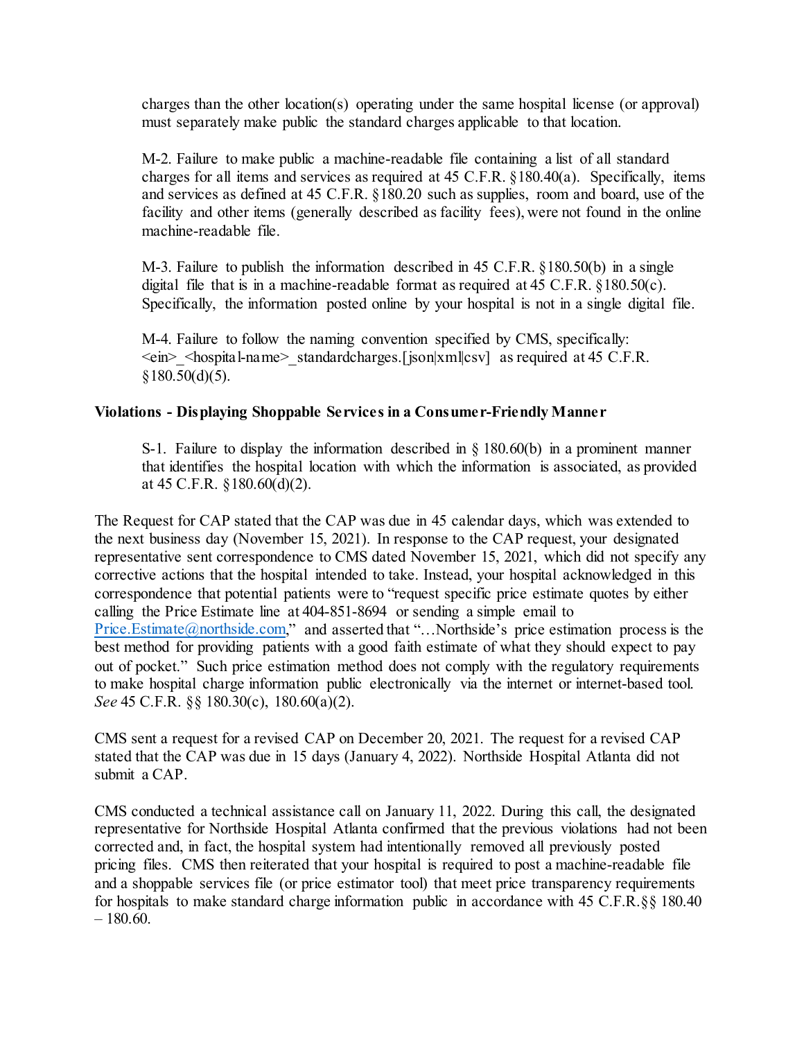charges than the other location(s) operating under the same hospital license (or approval) must separately make public the standard charges applicable to that location.

M-2. Failure to make public a machine-readable file containing a list of all standard charges for all items and services as required at 45 C.F.R. §180.40(a). Specifically, items and services as defined at 45 C.F.R. §180.20 such as supplies, room and board, use of the facility and other items (generally described as facility fees), were not found in the online machine-readable file.

M-3. Failure to publish the information described in 45 C.F.R. §180.50(b) in a single digital file that is in a machine-readable format as required at 45 C.F.R. §180.50(c). Specifically, the information posted online by your hospital is not in a single digital file.

M-4. Failure to follow the naming convention specified by CMS, specifically: <ein>_<hospital-name>_standardcharges.[json|xml|csv] as required at 45 C.F.R. §180.50(d)(5).

**Violations - Displaying Shoppable Services in a Consumer-Friendly Manner**

S-1. Failure to display the information described in § 180.60(b) in a prominent manner that identifies the hospital location with which the information is associated, as provided at 45 C.F.R. §180.60(d)(2).

The Request for CAP stated that the CAP was due in 45 calendar days, which was extended to the next business day (November 15, 2021). In response to the CAP request, your designated representative sent correspondence to CMS dated November 15, 2021, which did not specify any corrective actions that the hospital intended to take. Instead, your hospital acknowledged in this correspondence that potential patients were to "request specific price estimate quotes by either calling the Price Estimate line at 404-851-8694 or sending a simple email to Price.Estimate@northside.com," and asserted that "…Northside's price estimation process is the best method for providing patients with a good faith estimate of what they should expect to pay out of pocket." Such price estimation method does not comply with the regulatory requirements to make hospital charge information public electronically via the internet or internet-based tool. *See* 45 C.F.R. §§ 180.30(c), 180.60(a)(2).

CMS sent a request for a revised CAP on December 20, 2021. The request for a revised CAP stated that the CAP was due in 15 days (January 4, 2022). Northside Hospital Atlanta did not submit a CAP.

CMS conducted a technical assistance call on January 11, 2022. During this call, the designated representative for Northside Hospital Atlanta confirmed that the previous violations had not been corrected and, in fact, the hospital system had intentionally removed all previously posted pricing files. CMS then reiterated that your hospital is required to post a machine-readable file and a shoppable services file (or price estimator tool) that meet price transparency requirements for hospitals to make standard charge information public in accordance with 45 C.F.R.§§ 180.40 – 180.60.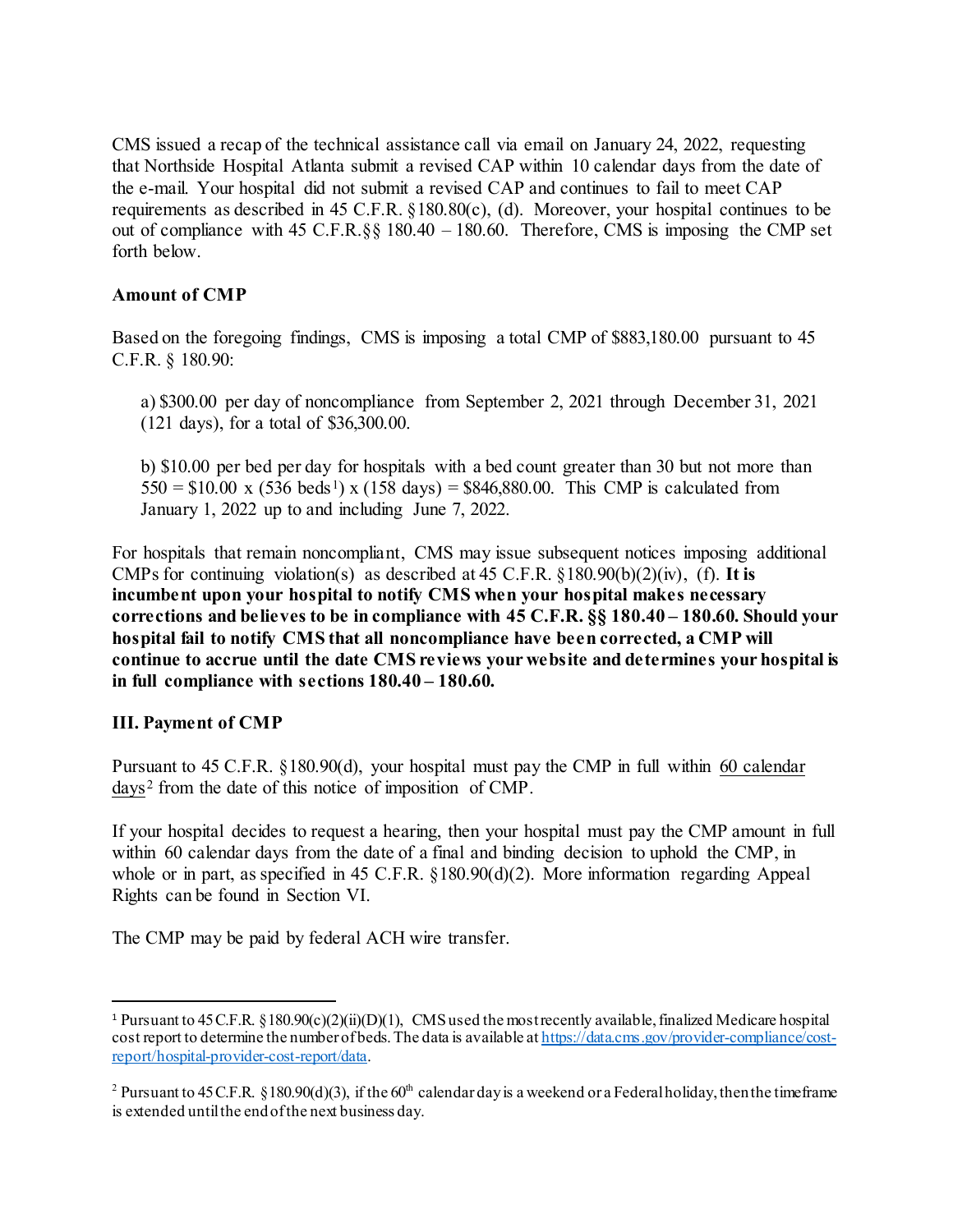CMS issued a recap of the technical assistance call via email on January 24, 2022, requesting that Northside Hospital Atlanta submit a revised CAP within 10 calendar days from the date of the e-mail. Your hospital did not submit a revised CAP and continues to fail to meet CAP requirements as described in 45 C.F.R. §180.80(c), (d). Moreover, your hospital continues to be out of compliance with 45 C.F.R.§§ 180.40 – 180.60. Therefore, CMS is imposing the CMP set forth below.

**Amount of CMP**

Based on the foregoing findings, CMS is imposing a total CMP of $883,180.00 pursuant to 45 C.F.R. § 180.90:

> a) $300.00 per day of noncompliance from September 2, 2021 through December 31, 2021 (121 days), for a total of $36,300.00.
>
> b) $10.00 per bed per day for hospitals with a bed count greater than 30 but not more than 550 = $10.00 x (536 beds[1]) x (158 days) = $846,880.00. This CMP is calculated from January 1, 2022 up to and including June 7, 2022.

For hospitals that remain noncompliant, CMS may issue subsequent notices imposing additional CMPs for continuing violation(s) as described at 45 C.F.R. §180.90(b)(2)(iv), (f). **It is incumbent upon your hospital to notify CMS when your hospital makes necessary corrections and believes to be in compliance with 45 C.F.R. §§ 180.40 – 180.60. Should your hospital fail to notify CMS that all noncompliance have been corrected, a CMP will continue to accrue until the date CMS reviews your website and determines your hospital is in full compliance with sections 180.40 – 180.60.**

**III. Payment of CMP**

Pursuant to 45 C.F.R. §180.90(d), your hospital must pay the CMP in full within 60 calendar days[2] from the date of this notice of imposition of CMP.

If your hospital decides to request a hearing, then your hospital must pay the CMP amount in full within 60 calendar days from the date of a final and binding decision to uphold the CMP, in whole or in part, as specified in 45 C.F.R. §180.90(d)(2). More information regarding Appeal Rights can be found in Section VI.

The CMP may be paid by federal ACH wire transfer.

---

[1] Pursuant to 45 C.F.R. §180.90(c)(2)(ii)(D)(1), CMS used the most recently available, finalized Medicare hospital cost report to determine the number of beds. The data is available at https://data.cms.gov/provider-compliance/cost-report/hospital-provider-cost-report/data.

[2] Pursuant to 45 C.F.R. §180.90(d)(3), if the 60th calendar day is a weekend or a Federal holiday, then the timeframe is extended until the end of the next business day.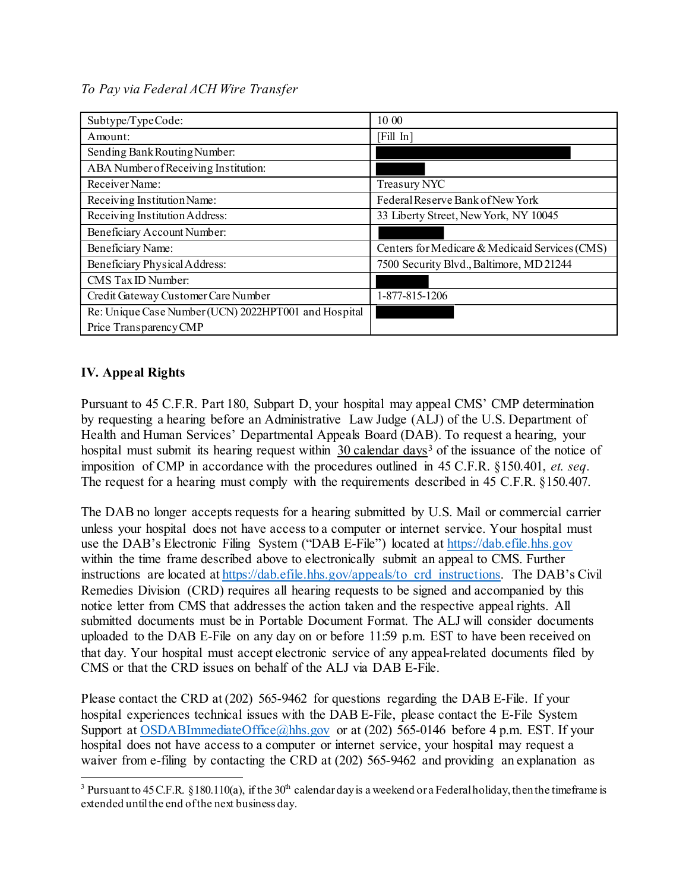*To Pay via Federal ACH Wire Transfer*

| Subtype/Type Code: | 10 00 |
|---|---|
| Amount: | [Fill In] |
| Sending Bank Routing Number: | |
| ABA Number of Receiving Institution: | |
| Receiver Name: | Treasury NYC |
| Receiving Institution Name: | Federal Reserve Bank of New York |
| Receiving Institution Address: | 33 Liberty Street, New York, NY 10045 |
| Beneficiary Account Number: | |
| Beneficiary Name: | Centers for Medicare & Medicaid Services (CMS) |
| Beneficiary Physical Address: | 7500 Security Blvd., Baltimore, MD 21244 |
| CMS Tax ID Number: | |
| Credit Gateway Customer Care Number | 1-877-815-1206 |
| Re: Unique Case Number (UCN) 2022HPT001 and Hospital Price Transparency CMP | |

## IV. Appeal Rights

Pursuant to 45 C.F.R. Part 180, Subpart D, your hospital may appeal CMS' CMP determination by requesting a hearing before an Administrative Law Judge (ALJ) of the U.S. Department of Health and Human Services' Departmental Appeals Board (DAB). To request a hearing, your hospital must submit its hearing request within 30 calendar days[3] of the issuance of the notice of imposition of CMP in accordance with the procedures outlined in 45 C.F.R. §150.401, *et. seq*. The request for a hearing must comply with the requirements described in 45 C.F.R. §150.407.

The DAB no longer accepts requests for a hearing submitted by U.S. Mail or commercial carrier unless your hospital does not have access to a computer or internet service. Your hospital must use the DAB's Electronic Filing System ("DAB E-File") located at https://dab.efile.hhs.gov within the time frame described above to electronically submit an appeal to CMS. Further instructions are located at https://dab.efile.hhs.gov/appeals/to_crd_instructions. The DAB's Civil Remedies Division (CRD) requires all hearing requests to be signed and accompanied by this notice letter from CMS that addresses the action taken and the respective appeal rights. All submitted documents must be in Portable Document Format. The ALJ will consider documents uploaded to the DAB E-File on any day on or before 11:59 p.m. EST to have been received on that day. Your hospital must accept electronic service of any appeal-related documents filed by CMS or that the CRD issues on behalf of the ALJ via DAB E-File.

Please contact the CRD at (202) 565-9462 for questions regarding the DAB E-File. If your hospital experiences technical issues with the DAB E-File, please contact the E-File System Support at OSDABImmediateOffice@hhs.gov or at (202) 565-0146 before 4 p.m. EST. If your hospital does not have access to a computer or internet service, your hospital may request a waiver from e-filing by contacting the CRD at (202) 565-9462 and providing an explanation as

---

[3] Pursuant to 45 C.F.R. §180.110(a), if the 30th calendar day is a weekend or a Federal holiday, then the timeframe is extended until the end of the next business day.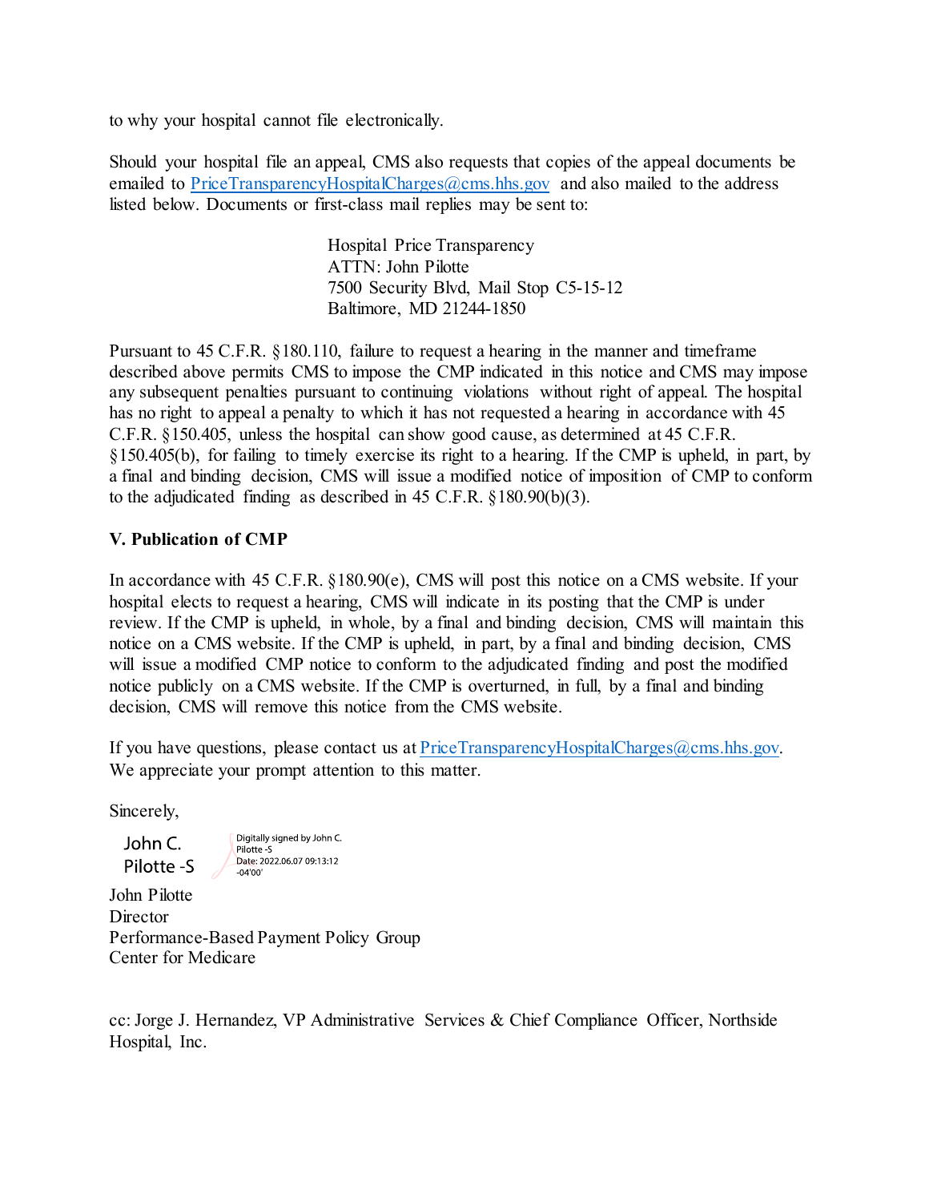to why your hospital cannot file electronically.

Should your hospital file an appeal, CMS also requests that copies of the appeal documents be emailed to PriceTransparencyHospitalCharges@cms.hhs.gov and also mailed to the address listed below. Documents or first-class mail replies may be sent to:

Hospital Price Transparency
ATTN: John Pilotte
7500 Security Blvd, Mail Stop C5-15-12
Baltimore, MD 21244-1850

Pursuant to 45 C.F.R. §180.110, failure to request a hearing in the manner and timeframe described above permits CMS to impose the CMP indicated in this notice and CMS may impose any subsequent penalties pursuant to continuing violations without right of appeal. The hospital has no right to appeal a penalty to which it has not requested a hearing in accordance with 45 C.F.R. §150.405, unless the hospital can show good cause, as determined at 45 C.F.R. §150.405(b), for failing to timely exercise its right to a hearing. If the CMP is upheld, in part, by a final and binding decision, CMS will issue a modified notice of imposition of CMP to conform to the adjudicated finding as described in 45 C.F.R. §180.90(b)(3).

## V. Publication of CMP

In accordance with 45 C.F.R. §180.90(e), CMS will post this notice on a CMS website. If your hospital elects to request a hearing, CMS will indicate in its posting that the CMP is under review. If the CMP is upheld, in whole, by a final and binding decision, CMS will maintain this notice on a CMS website. If the CMP is upheld, in part, by a final and binding decision, CMS will issue a modified CMP notice to conform to the adjudicated finding and post the modified notice publicly on a CMS website. If the CMP is overturned, in full, by a final and binding decision, CMS will remove this notice from the CMS website.

If you have questions, please contact us at PriceTransparencyHospitalCharges@cms.hhs.gov. We appreciate your prompt attention to this matter.

Sincerely,

John C. Pilotte -S

Digitally signed by John C. Pilotte -S
Date: 2022.06.07 09:13:12 -04'00'

John Pilotte
Director
Performance-Based Payment Policy Group
Center for Medicare

cc: Jorge J. Hernandez, VP Administrative Services & Chief Compliance Officer, Northside Hospital, Inc.